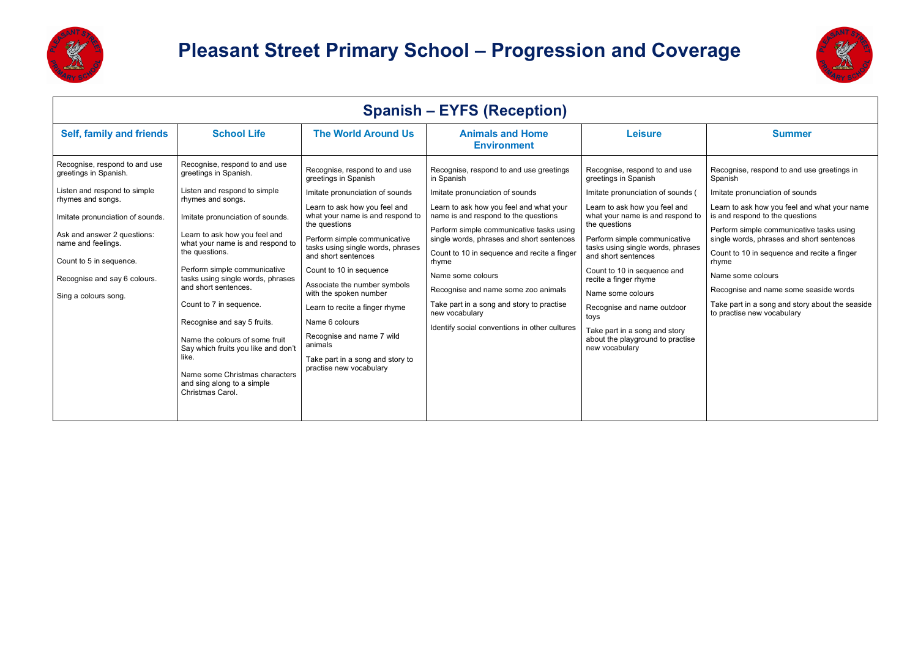# Pleasant Street Primary School – Progression and Coverage

## Spanish – EYFS (Reception)

| Self, family and friends | School Life | The World Around Us | Animals and Home Environment | Leisure | Summer |
|---|---|---|---|---|---|
| Recognise, respond to and use greetings in Spanish.<br><br>Listen and respond to simple rhymes and songs.<br><br>Imitate pronunciation of sounds.<br><br>Ask and answer 2 questions: name and feelings.<br><br>Count to 5 in sequence.<br><br>Recognise and say 6 colours.<br><br>Sing a colours song. | Recognise, respond to and use greetings in Spanish.<br><br>Listen and respond to simple rhymes and songs.<br><br>Imitate pronunciation of sounds.<br><br>Learn to ask how you feel and what your name is and respond to the questions.<br><br>Perform simple communicative tasks using single words, phrases and short sentences.<br><br>Count to 7 in sequence.<br><br>Recognise and say 5 fruits.<br><br>Name the colours of some fruit Say which fruits you like and don't like.<br><br>Name some Christmas characters and sing along to a simple Christmas Carol. | Recognise, respond to and use greetings in Spanish<br><br>Imitate pronunciation of sounds<br><br>Learn to ask how you feel and what your name is and respond to the questions<br><br>Perform simple communicative tasks using single words, phrases and short sentences<br><br>Count to 10 in sequence<br><br>Associate the number symbols with the spoken number<br><br>Learn to recite a finger rhyme<br><br>Name 6 colours<br><br>Recognise and name 7 wild animals<br><br>Take part in a song and story to practise new vocabulary | Recognise, respond to and use greetings in Spanish<br><br>Imitate pronunciation of sounds<br><br>Learn to ask how you feel and what your name is and respond to the questions<br><br>Perform simple communicative tasks using single words, phrases and short sentences<br><br>Count to 10 in sequence and recite a finger rhyme<br><br>Name some colours<br><br>Recognise and name some zoo animals<br><br>Take part in a song and story to practise new vocabulary<br><br>Identify social conventions in other cultures | Recognise, respond to and use greetings in Spanish<br><br>Imitate pronunciation of sounds (<br><br>Learn to ask how you feel and what your name is and respond to the questions<br><br>Perform simple communicative tasks using single words, phrases and short sentences<br><br>Count to 10 in sequence and recite a finger rhyme<br><br>Name some colours<br><br>Recognise and name outdoor toys<br><br>Take part in a song and story about the playground to practise new vocabulary | Recognise, respond to and use greetings in Spanish<br><br>Imitate pronunciation of sounds<br><br>Learn to ask how you feel and what your name is and respond to the questions<br><br>Perform simple communicative tasks using single words, phrases and short sentences<br><br>Count to 10 in sequence and recite a finger rhyme<br><br>Name some colours<br><br>Recognise and name some seaside words<br><br>Take part in a song and story about the seaside to practise new vocabulary |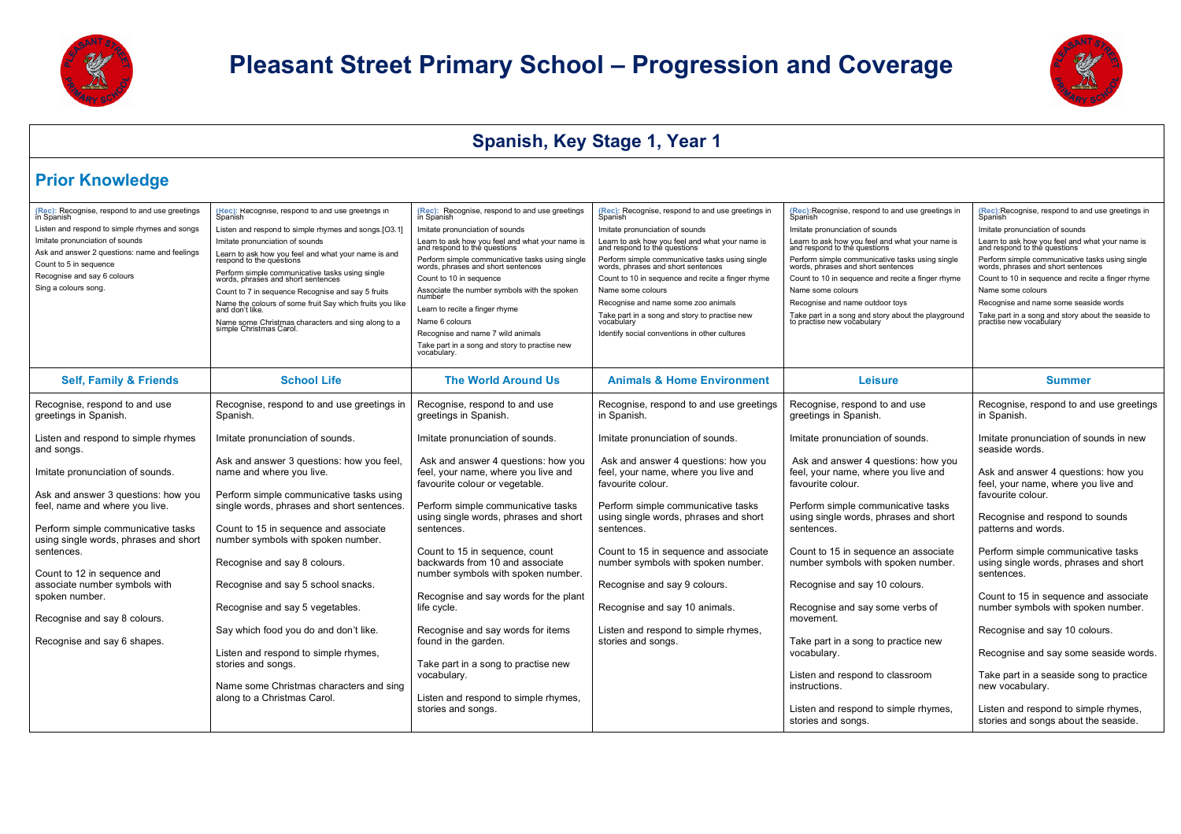# Pleasant Street Primary School – Progression and Coverage

## Spanish, Key Stage 1, Year 1

### Prior Knowledge

| | | | | | |
|---|---|---|---|---|---|
| (Rec): Recognise, respond to and use greetings in Spanish<br>Listen and respond to simple rhymes and songs<br>Imitate pronunciation of sounds<br>Ask and answer 2 questions: name and feelings<br>Count to 5 in sequence<br>Recognise and say 6 colours<br>Sing a colours song. | (Rec): Recognise, respond to and use greetings in Spanish<br>Listen and respond to simple rhymes and songs.[O3.1]<br>Imitate pronunciation of sounds<br>Learn to ask how you feel and what your name is and respond to the questions<br>Perform simple communicative tasks using single words, phrases and short sentences<br>Count to 7 in sequence Recognise and say 5 fruits<br>Name the colours of some fruit Say which fruits you like and don't like.<br>Name some Christmas characters and sing along to a simple Christmas Carol. | (Rec): Recognise, respond to and use greetings in Spanish<br>Imitate pronunciation of sounds<br>Learn to ask how you feel and what your name is and respond to the questions<br>Perform simple communicative tasks using single words, phrases and short sentences<br>Count to 10 in sequence<br>Associate the number symbols with the spoken number<br>Learn to recite a finger rhyme<br>Name 6 colours<br>Recognise and name 7 wild animals<br>Take part in a song and story to practise new vocabulary. | (Rec): Recognise, respond to and use greetings in Spanish<br>Imitate pronunciation of sounds<br>Learn to ask how you feel and what your name is and respond to the questions<br>Perform simple communicative tasks using single words, phrases and short sentences<br>Count to 10 in sequence and recite a finger rhyme<br>Name some colours<br>Recognise and name some zoo animals<br>Take part in a song and story to practise new vocabulary<br>Identify social conventions in other cultures | (Rec):Recognise, respond to and use greetings in Spanish<br>Imitate pronunciation of sounds<br>Learn to ask how you feel and what your name is and respond to the questions<br>Perform simple communicative tasks using single words, phrases and short sentences<br>Count to 10 in sequence and recite a finger rhyme<br>Name some colours<br>Recognise and name outdoor toys<br>Take part in a song and story about the playground to practise new vocabulary | (Rec):Recognise, respond to and use greetings in Spanish<br>Imitate pronunciation of sounds<br>Learn to ask how you feel and what your name is and respond to the questions<br>Perform simple communicative tasks using single words, phrases and short sentences<br>Count to 10 in sequence and recite a finger rhyme<br>Name some colours<br>Recognise and name some seaside words<br>Take part in a song and story about the seaside to practise new vocabulary |

| Self, Family & Friends | School Life | The World Around Us | Animals & Home Environment | Leisure | Summer |
|---|---|---|---|---|---|
| Recognise, respond to and use greetings in Spanish.<br><br>Listen and respond to simple rhymes and songs.<br><br>Imitate pronunciation of sounds.<br><br>Ask and answer 3 questions: how you feel, name and where you live.<br><br>Perform simple communicative tasks using single words, phrases and short sentences.<br><br>Count to 12 in sequence and associate number symbols with spoken number.<br><br>Recognise and say 8 colours.<br><br>Recognise and say 6 shapes. | Recognise, respond to and use greetings in Spanish.<br><br>Imitate pronunciation of sounds.<br><br>Ask and answer 3 questions: how you feel, name and where you live.<br><br>Perform simple communicative tasks using single words, phrases and short sentences.<br><br>Count to 15 in sequence and associate number symbols with spoken number.<br><br>Recognise and say 8 colours.<br><br>Recognise and say 5 school snacks.<br><br>Recognise and say 5 vegetables.<br><br>Say which food you do and don't like.<br><br>Listen and respond to simple rhymes, stories and songs.<br><br>Name some Christmas characters and sing along to a Christmas Carol. | Recognise, respond to and use greetings in Spanish.<br><br>Imitate pronunciation of sounds.<br><br>Ask and answer 4 questions: how you feel, your name, where you live and favourite colour or vegetable.<br><br>Perform simple communicative tasks using single words, phrases and short sentences.<br><br>Count to 15 in sequence, count backwards from 10 and associate number symbols with spoken number.<br><br>Recognise and say words for the plant life cycle.<br><br>Recognise and say words for items found in the garden.<br><br>Take part in a song to practise new vocabulary.<br><br>Listen and respond to simple rhymes, stories and songs. | Recognise, respond to and use greetings in Spanish.<br><br>Imitate pronunciation of sounds.<br><br>Ask and answer 4 questions: how you feel, your name, where you live and favourite colour.<br><br>Perform simple communicative tasks using single words, phrases and short sentences.<br><br>Count to 15 in sequence and associate number symbols with spoken number.<br><br>Recognise and say 9 colours.<br><br>Recognise and say 10 animals.<br><br>Listen and respond to simple rhymes, stories and songs. | Recognise, respond to and use greetings in Spanish.<br><br>Imitate pronunciation of sounds.<br><br>Ask and answer 4 questions: how you feel, your name, where you live and favourite colour.<br><br>Perform simple communicative tasks using single words, phrases and short sentences.<br><br>Count to 15 in sequence an associate number symbols with spoken number.<br><br>Recognise and say 10 colours.<br><br>Recognise and say some verbs of movement.<br><br>Take part in a song to practice new vocabulary.<br><br>Listen and respond to classroom instructions.<br><br>Listen and respond to simple rhymes, stories and songs. | Recognise, respond to and use greetings in Spanish.<br><br>Imitate pronunciation of sounds in new seaside words.<br><br>Ask and answer 4 questions: how you feel, your name, where you live and favourite colour.<br><br>Recognise and respond to sounds patterns and words.<br><br>Perform simple communicative tasks using single words, phrases and short sentences.<br><br>Count to 15 in sequence and associate number symbols with spoken number.<br><br>Recognise and say 10 colours.<br><br>Recognise and say some seaside words.<br><br>Take part in a seaside song to practice new vocabulary.<br><br>Listen and respond to simple rhymes, stories and songs about the seaside. |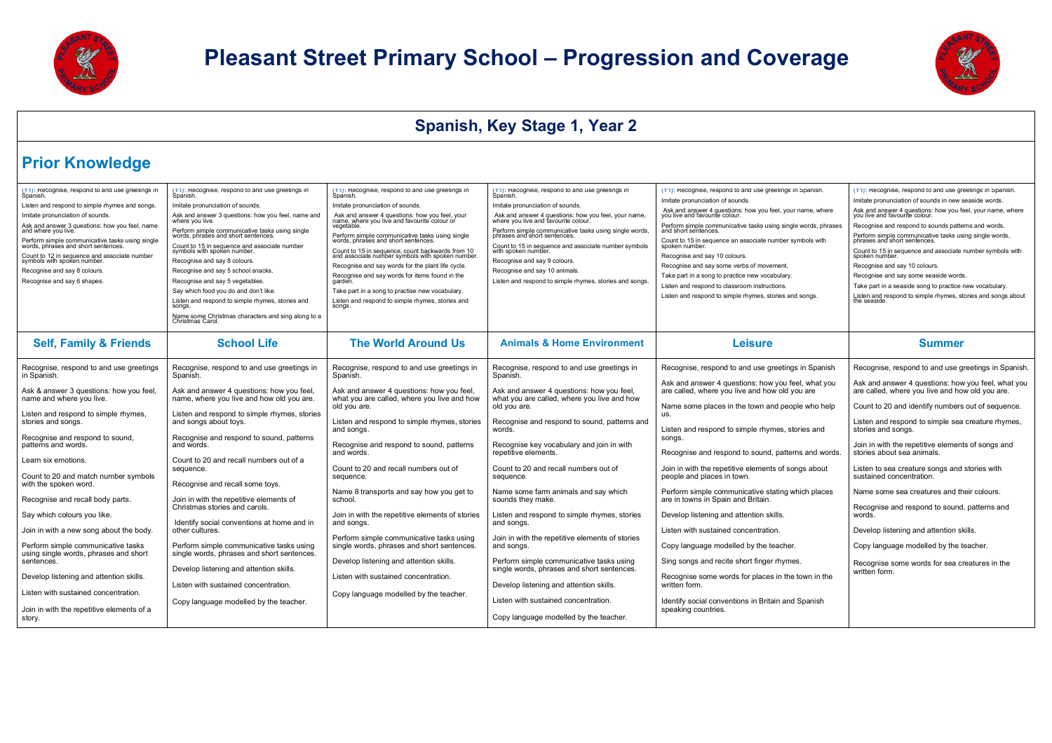# Pleasant Street Primary School – Progression and Coverage

## Spanish, Key Stage 1, Year 2

## Prior Knowledge

| | | | | | |
|---|---|---|---|---|---|
| (Y1): Recognise, respond to and use greetings in Spanish.<br>Listen and respond to simple rhymes and songs.<br>Imitate pronunciation of sounds.<br>Ask and answer 3 questions: how you feel, name and where you live.<br>Perform simple communicative tasks using single words, phrases and short sentences.<br>Count to 12 in sequence and associate number symbols with spoken number.<br>Recognise and say 8 colours.<br>Recognise and say 6 shapes. | (Y1): Recognise, respond to and use greetings in Spanish.<br>Imitate pronunciation of sounds.<br>Ask and answer 3 questions: how you feel, name and where you live.<br>Perform simple communicative tasks using single words, phrases and short sentences.<br>Count to 15 in sequence and associate number symbols with spoken number.<br>Recognise and say 8 colours.<br>Recognise and say 5 school snacks.<br>Recognise and say 5 vegetables.<br>Say which food you do and don't like.<br>Listen and respond to simple rhymes, stories and songs.<br>Name some Christmas characters and sing along to a Christmas Carol. | (Y1): Recognise, respond to and use greetings in Spanish.<br>Imitate pronunciation of sounds.<br>Ask and answer 4 questions: how you feel, your name, where you live and favourite colour or vegetable.<br>Perform simple communicative tasks using single words, phrases and short sentences.<br>Count to 15 in sequence, count backwards from 10 and associate number symbols with spoken number.<br>Recognise and say words for the plant life cycle.<br>Recognise and say words for items found in the garden.<br>Take part in a song to practise new vocabulary.<br>Listen and respond to simple rhymes, stories and songs. | (Y1): Recognise, respond to and use greetings in Spanish.<br>Imitate pronunciation of sounds.<br>Ask and answer 4 questions: how you feel, your name, where you live and favourite colour.<br>Perform simple communicative tasks using single words, phrases and short sentences.<br>Count to 15 in sequence and associate number symbols with spoken number.<br>Recognise and say 9 colours.<br>Recognise and say 10 animals.<br>Listen and respond to simple rhymes, stories and songs. | (Y1): Recognise, respond to and use greetings in Spanish.<br>Imitate pronunciation of sounds.<br>Ask and answer 4 questions: how you feel, your name, where you live and favourite colour.<br>Perform simple communicative tasks using single words, phrases and short sentences.<br>Count to 15 in sequence an associate number symbols with spoken number.<br>Recognise and say 10 colours.<br>Recognise and say some verbs of movement.<br>Take part in a song to practice new vocabulary.<br>Listen and respond to classroom instructions.<br>Listen and respond to simple rhymes, stories and songs. | (Y1): Recognise, respond to and use greetings in Spanish.<br>Imitate pronunciation of sounds in new seaside words.<br>Ask and answer 4 questions: how you feel, your name, where you live and favourite colour.<br>Recognise and respond to sounds patterns and words.<br>Perform simple communicative tasks using single words, phrases and short sentences.<br>Count to 15 in sequence and associate number symbols with spoken number.<br>Recognise and say 10 colours.<br>Recognise and say some seaside words.<br>Take part in a seaside song to practice new vocabulary.<br>Listen and respond to simple rhymes, stories and songs about the seaside. |
| **Self, Family & Friends** | **School Life** | **The World Around Us** | **Animals & Home Environment** | **Leisure** | **Summer** |
| Recognise, respond to and use greetings in Spanish.<br>Ask & answer 3 questions: how you feel, name and where you live.<br>Listen and respond to simple rhymes, stories and songs.<br>Recognise and respond to sound, patterns and words.<br>Learn six emotions.<br>Count to 20 and match number symbols with the spoken word.<br>Recognise and recall body parts.<br>Say which colours you like.<br>Join in with a new song about the body.<br>Perform simple communicative tasks using single words, phrases and short sentences.<br>Develop listening and attention skills.<br>Listen with sustained concentration.<br>Join in with the repetitive elements of a story. | Recognise, respond to and use greetings in Spanish.<br>Ask and answer 4 questions: how you feel, name, where you live and how old you are.<br>Listen and respond to simple rhymes, stories and songs about toys.<br>Recognise and respond to sound, patterns and words.<br>Count to 20 and recall numbers out of a sequence.<br>Recognise and recall some toys.<br>Join in with the repetitive elements of Christmas stories and carols.<br>Identify social conventions at home and in other cultures.<br>Perform simple communicative tasks using single words, phrases and short sentences.<br>Develop listening and attention skills.<br>Listen with sustained concentration.<br>Copy language modelled by the teacher. | Recognise, respond to and use greetings in Spanish.<br>Ask and answer 4 questions: how you feel, what you are called, where you live and how old you are.<br>Listen and respond to simple rhymes, stories and songs.<br>Recognise and respond to sound, patterns and words.<br>Count to 20 and recall numbers out of sequence.<br>Name 8 transports and say how you get to school.<br>Join in with the repetitive elements of stories and songs.<br>Perform simple communicative tasks using single words, phrases and short sentences.<br>Develop listening and attention skills.<br>Listen with sustained concentration.<br>Copy language modelled by the teacher. | Recognise, respond to and use greetings in Spanish.<br>Ask and answer 4 questions: how you feel, what you are called, where you live and how old you are.<br>Recognise and respond to sound, patterns and words.<br>Recognise key vocabulary and join in with repetitive elements.<br>Count to 20 and recall numbers out of sequence.<br>Name some farm animals and say which sounds they make.<br>Listen and respond to simple rhymes, stories and songs.<br>Join in with the repetitive elements of stories and songs.<br>Perform simple communicative tasks using single words, phrases and short sentences.<br>Develop listening and attention skills.<br>Listen with sustained concentration.<br>Copy language modelled by the teacher. | Recognise, respond to and use greetings in Spanish<br>Ask and answer 4 questions: how you feel, what you are called, where you live and how old you are<br>Name some places in the town and people who help us.<br>Listen and respond to simple rhymes, stories and songs.<br>Recognise and respond to sound, patterns and words.<br>Join in with the repetitive elements of songs about people and places in town.<br>Perform simple communicative stating which places are in towns in Spain and Britain.<br>Develop listening and attention skills.<br>Listen with sustained concentration.<br>Copy language modelled by the teacher.<br>Sing songs and recite short finger rhymes.<br>Recognise some words for places in the town in the written form.<br>Identify social conventions in Britain and Spanish speaking countries. | Recognise, respond to and use greetings in Spanish.<br>Ask and answer 4 questions: how you feel, what you are called, where you live and how old you are.<br>Count to 20 and identify numbers out of sequence.<br>Listen and respond to simple sea creature rhymes, stories and songs.<br>Join in with the repetitive elements of songs and stories about sea animals.<br>Listen to sea creature songs and stories with sustained concentration.<br>Name some sea creatures and their colours.<br>Recognise and respond to sound, patterns and words.<br>Develop listening and attention skills.<br>Copy language modelled by the teacher.<br>Recognise some words for sea creatures in the written form. |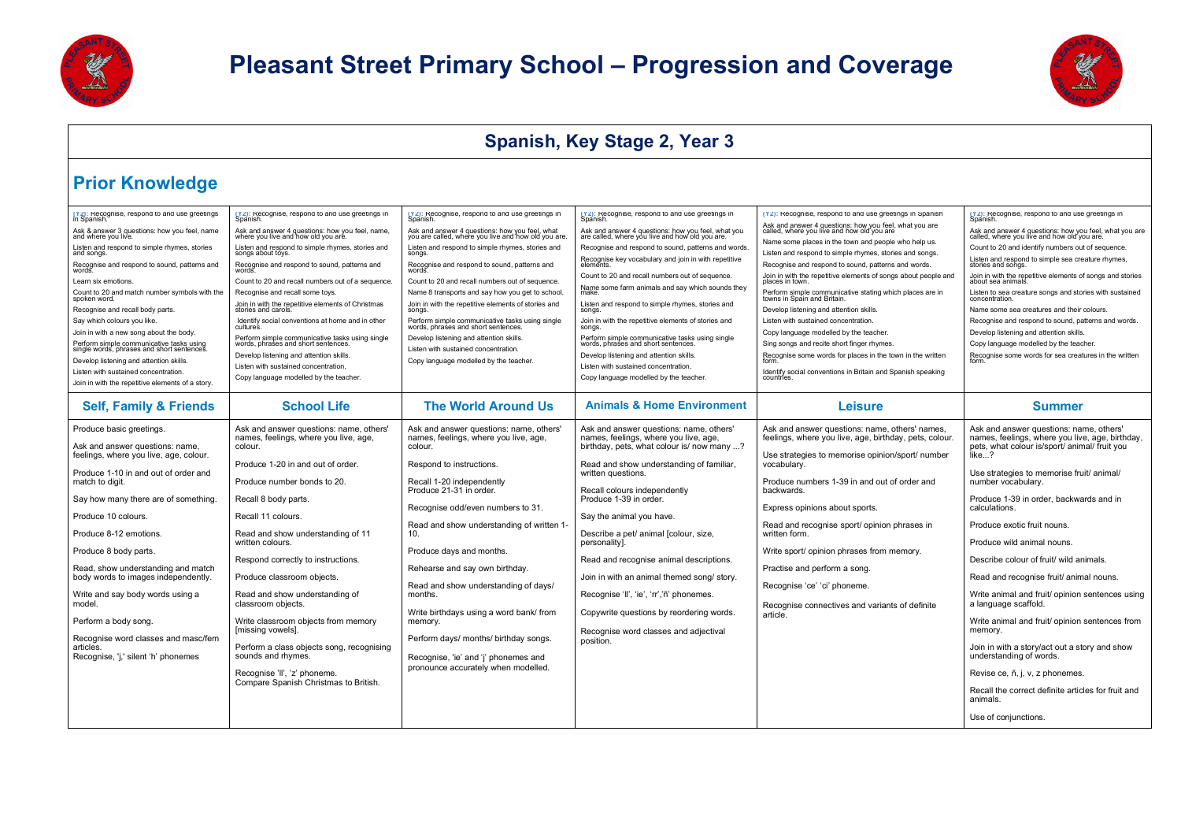# Pleasant Street Primary School – Progression and Coverage

## Spanish, Key Stage 2, Year 3

## Prior Knowledge

| | | | | | |
|---|---|---|---|---|---|
| (Y2): Recognise, respond to and use greetings in Spanish.<br>Ask & answer 3 questions: how you feel, name and where you live.<br>Listen and respond to simple rhymes, stories and songs.<br>Recognise and respond to sound, patterns and words.<br>Learn six emotions.<br>Count to 20 and match number symbols with the spoken word.<br>Recognise and recall body parts.<br>Say which colours you like.<br>Join in with a new song about the body.<br>Perform simple communicative tasks using single words, phrases and short sentences.<br>Develop listening and attention skills.<br>Listen with sustained concentration.<br>Join in with the repetitive elements of a story. | (Y2): Recognise, respond to and use greetings in Spanish.<br>Ask and answer 4 questions: how you feel, name, where you live and how old you are.<br>Listen and respond to simple rhymes, stories and songs about toys.<br>Recognise and respond to sound, patterns and words.<br>Count to 20 and recall numbers out of a sequence.<br>Recognise and recall some toys.<br>Join in with the repetitive elements of Christmas stories and carols.<br>Identify social conventions at home and in other cultures.<br>Perform simple communicative tasks using single words, phrases and short sentences.<br>Develop listening and attention skills.<br>Listen with sustained concentration.<br>Copy language modelled by the teacher. | (Y2): Recognise, respond to and use greetings in Spanish.<br>Ask and answer 4 questions: how you feel, what you are called, where you live and how old you are.<br>Listen and respond to simple rhymes, stories and songs.<br>Recognise and respond to sound, patterns and words.<br>Count to 20 and recall numbers out of sequence.<br>Name 8 transports and say how you get to school.<br>Join in with the repetitive elements of stories and songs.<br>Perform simple communicative tasks using single words, phrases and short sentences.<br>Develop listening and attention skills.<br>Listen with sustained concentration.<br>Copy language modelled by the teacher. | (Y2): Recognise, respond to and use greetings in Spanish.<br>Ask and answer 4 questions: how you feel, what you are called, where you live and how old you are.<br>Recognise and respond to sound, patterns and words.<br>Recognise key vocabulary and join in with repetitive elements.<br>Count to 20 and recall numbers out of sequence.<br>Name some farm animals and say which sounds they make.<br>Listen and respond to simple rhymes, stories and songs.<br>Join in with the repetitive elements of stories and songs.<br>Perform simple communicative tasks using single words, phrases and short sentences.<br>Develop listening and attention skills.<br>Listen with sustained concentration.<br>Copy language modelled by the teacher. | (Y2): Recognise, respond to and use greetings in Spanish<br>Ask and answer 4 questions: how you feel, what you are called, where you live and how old you are<br>Name some places in the town and people who help us.<br>Listen and respond to simple rhymes, stories and songs.<br>Recognise and respond to sound, patterns and words.<br>Join in with the repetitive elements of songs about people and places in town.<br>Perform simple communicative stating which places are in towns in Spain and Britain.<br>Develop listening and attention skills.<br>Listen with sustained concentration.<br>Copy language modelled by the teacher.<br>Sing songs and recite short finger rhymes.<br>Recognise some words for places in the town in the written form.<br>Identify social conventions in Britain and Spanish speaking countries. | (Y2): Recognise, respond to and use greetings in Spanish.<br>Ask and answer 4 questions: how you feel, what you are called, where you live and how old you are.<br>Count to 20 and identify numbers out of sequence.<br>Listen and respond to simple sea creature rhymes, stories and songs.<br>Join in with the repetitive elements of songs and stories about sea animals.<br>Listen to sea creature songs and stories with sustained concentration.<br>Name some sea creatures and their colours.<br>Recognise and respond to sound, patterns and words.<br>Develop listening and attention skills.<br>Copy language modelled by the teacher.<br>Recognise some words for sea creatures in the written form. |
| **Self, Family & Friends** | **School Life** | **The World Around Us** | **Animals & Home Environment** | **Leisure** | **Summer** |
| Produce basic greetings.<br>Ask and answer questions: name, feelings, where you live, age, colour.<br>Produce 1-10 in and out of order and match to digit.<br>Say how many there are of something.<br>Produce 10 colours.<br>Produce 8-12 emotions.<br>Produce 8 body parts.<br>Read, show understanding and match body words to images independently.<br>Write and say body words using a model.<br>Perform a body song.<br>Recognise word classes and masc/fem articles.<br>Recognise, 'j,' silent 'h' phonemes | Ask and answer questions: name, others' names, feelings, where you live, age, colour.<br>Produce 1-20 in and out of order.<br>Produce number bonds to 20.<br>Recall 8 body parts.<br>Recall 11 colours.<br>Read and show understanding of 11 written colours.<br>Respond correctly to instructions.<br>Produce classroom objects.<br>Read and show understanding of classroom objects.<br>Write classroom objects from memory [missing vowels].<br>Perform a class objects song, recognising sounds and rhymes.<br>Recognise 'll', 'z' phoneme.<br>Compare Spanish Christmas to British. | Ask and answer questions: name, others' names, feelings, where you live, age, colour.<br>Respond to instructions.<br>Recall 1-20 independently<br>Produce 21-31 in order.<br>Recognise odd/even numbers to 31.<br>Read and show understanding of written 1-10.<br>Produce days and months.<br>Rehearse and say own birthday.<br>Read and show understanding of days/ months.<br>Write birthdays using a word bank/ from memory.<br>Perform days/ months/ birthday songs.<br>Recognise, 'ie' and 'j' phonemes and pronounce accurately when modelled. | Ask and answer questions: name, others' names, feelings, where you live, age, birthday, pets, what colour is/ now many ...?<br>Read and show understanding of familiar, written questions.<br>Recall colours independently<br>Produce 1-39 in order.<br>Say the animal you have.<br>Describe a pet/ animal [colour, size, personality].<br>Read and recognise animal descriptions.<br>Join in with an animal themed song/ story.<br>Recognise 'll', 'ie', 'rr','ñ' phonemes.<br>Copywrite questions by reordering words.<br>Recognise word classes and adjectival position. | Ask and answer questions: name, others' names, feelings, where you live, age, birthday, pets, colour.<br>Use strategies to memorise opinion/sport/ number vocabulary.<br>Produce numbers 1-39 in and out of order and backwards.<br>Express opinions about sports.<br>Read and recognise sport/ opinion phrases in written form.<br>Write sport/ opinion phrases from memory.<br>Practise and perform a song.<br>Recognise 'ce' 'ci' phoneme.<br>Recognise connectives and variants of definite article. | Ask and answer questions: name, others' names, feelings, where you live, age, birthday, pets, what colour is/sport/ animal/ fruit you like...?<br>Use strategies to memorise fruit/ animal/ number vocabulary.<br>Produce 1-39 in order, backwards and in calculations.<br>Produce exotic fruit nouns.<br>Produce wild animal nouns.<br>Describe colour of fruit/ wild animals.<br>Read and recognise fruit/ animal nouns.<br>Write animal and fruit/ opinion sentences using a language scaffold.<br>Write animal and fruit/ opinion sentences from memory.<br>Join in with a story/act out a story and show understanding of words.<br>Revise ce, ñ, j, v, z phonemes.<br>Recall the correct definite articles for fruit and animals.<br>Use of conjunctions. |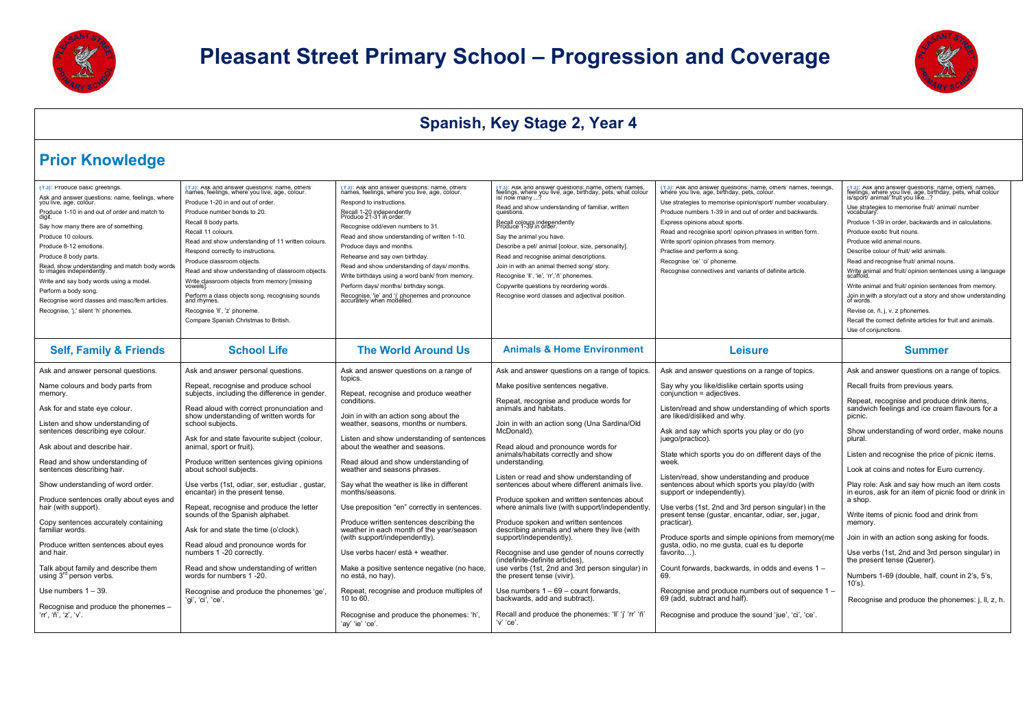# Pleasant Street Primary School – Progression and Coverage

## Spanish, Key Stage 2, Year 4

## Prior Knowledge

| | | | | | |
|---|---|---|---|---|---|
| (Y3): Produce basic greetings.<br>Ask and answer questions: name, feelings, where you live, age, colour.<br>Produce 1-10 in and out of order and match to digit.<br>Say how many there are of something.<br>Produce 10 colours.<br>Produce 8-12 emotions.<br>Produce 8 body parts.<br>Read, show understanding and match body words to images independently.<br>Write and say body words using a model.<br>Perform a body song.<br>Recognise word classes and masc/fem articles.<br>Recognise, 'j,' silent 'h' phonemes. | (Y3): Ask and answer questions: name, others' names, feelings, where you live, age, colour.<br>Produce 1-20 in and out of order.<br>Produce number bonds to 20.<br>Recall 8 body parts.<br>Recall 11 colours.<br>Read and show understanding of 11 written colours.<br>Respond correctly to instructions.<br>Produce classroom objects.<br>Read and show understanding of classroom objects.<br>Write classroom objects from memory [missing vowels].<br>Perform a class objects song, recognising sounds and rhymes.<br>Recognise 'll', 'z' phoneme.<br>Compare Spanish Christmas to British. | (Y3): Ask and answer questions: name, others' names, feelings, where you live, age, colour.<br>Respond to instructions.<br>Recall 1-20 independently<br>Produce 21-31 in order.<br>Recognise odd/even numbers to 31.<br>Read and show understanding of written 1-10.<br>Produce days and months.<br>Rehearse and say own birthday.<br>Read and show understanding of days/ months.<br>Write birthdays using a word bank/ from memory.<br>Perform days/ months/ birthday songs.<br>Recognise, 'ie' and 'j' phonemes and pronounce accurately when modelled. | (Y3): Ask and answer questions: name, others' names, feelings, where you live, age, birthday, pets, what colour is/ now many ...?<br>Read and show understanding of familiar, written questions.<br>Recall colours independently<br>Produce 1-39 in order.<br>Say the animal you have.<br>Describe a pet/ animal [colour, size, personality].<br>Read and recognise animal descriptions.<br>Join in with an animal themed song/ story.<br>Recognise 'll', 'ie', 'rr','ñ' phonemes.<br>Copywrite questions by reordering words.<br>Recognise word classes and adjectival position. | (Y3): Ask and answer questions: name, others' names, feelings, where you live, age, birthday, pets, colour.<br>Use strategies to memorise opinion/sport/ number vocabulary.<br>Produce numbers 1-39 in and out of order and backwards.<br>Express opinions about sports.<br>Read and recognise sport/ opinion phrases in written form.<br>Write sport/ opinion phrases from memory.<br>Practise and perform a song.<br>Recognise 'ce' 'ci' phoneme.<br>Recognise connectives and variants of definite article. | (Y3): Ask and answer questions: name, others' names, feelings, where you live, age, birthday, pets, what colour is/sport/ animal/ fruit you like...?<br>Use strategies to memorise fruit/ animal/ number vocabulary.<br>Produce 1-39 in order, backwards and in calculations.<br>Produce exotic fruit nouns.<br>Produce wild animal nouns.<br>Describe colour of fruit/ wild animals.<br>Read and recognise fruit/ animal nouns.<br>Write animal and fruit/ opinion sentences using a language scaffold.<br>Write animal and fruit/ opinion sentences from memory.<br>Join in with a story/act out a story and show understanding of words.<br>Revise ce, ñ, j, v, z phonemes.<br>Recall the correct definite articles for fruit and animals.<br>Use of conjunctions. |
| **Self, Family & Friends** | **School Life** | **The World Around Us** | **Animals & Home Environment** | **Leisure** | **Summer** |
| Ask and answer personal questions.<br>Name colours and body parts from memory.<br>Ask for and state eye colour.<br>Listen and show understanding of sentences describing eye colour.<br>Ask about and describe hair.<br>Read and show understanding of sentences describing hair.<br>Show understanding of word order.<br>Produce sentences orally about eyes and hair (with support).<br>Copy sentences accurately containing familiar words.<br>Produce written sentences about eyes and hair.<br>Talk about family and describe them using 3rd person verbs.<br>Use numbers 1 – 39.<br>Recognise and produce the phonemes – 'rr', 'ñ', 'z', 'v'. | Ask and answer personal questions.<br>Repeat, recognise and produce school subjects, including the difference in gender.<br>Read aloud with correct pronunciation and show understanding of written words for school subjects.<br>Ask for and state favourite subject (colour, animal, sport or fruit).<br>Produce written sentences giving opinions about school subjects.<br>Use verbs (1st, odiar, ser, estudiar , gustar, encantar) in the present tense.<br>Repeat, recognise and produce the letter sounds of the Spanish alphabet.<br>Ask for and state the time (o'clock).<br>Read aloud and pronounce words for numbers 1 -20 correctly.<br>Read and show understanding of written words for numbers 1 -20.<br>Recognise and produce the phonemes 'ge', 'gi', 'ci', 'ce'. | Ask and answer questions on a range of topics.<br>Repeat, recognise and produce weather conditions.<br>Join in with an action song about the weather, seasons, months or numbers.<br>Listen and show understanding of sentences about the weather and seasons.<br>Read aloud and show understanding of weather and seasons phrases.<br>Say what the weather is like in different months/seasons.<br>Use preposition "en" correctly in sentences.<br>Produce written sentences describing the weather in each month of the year/season (with support/independently).<br>Use verbs hacer/ está + weather.<br>Make a positive sentence negative (no hace, no está, no hay).<br>Repeat, recognise and produce multiples of 10 to 60.<br>Recognise and produce the phonemes: 'h', 'ay' 'ie' 'ce'. | Ask and answer questions on a range of topics.<br>Make positive sentences negative.<br>Repeat, recognise and produce words for animals and habitats.<br>Join in with an action song (Una Sardina/Old McDonald).<br>Read aloud and pronounce words for animals/habitats correctly and show understanding.<br>Listen or read and show understanding of sentences about where different animals live.<br>Produce spoken and written sentences about where animals live (with support/independently.<br>Produce spoken and written sentences describing animals and where they live (with support/independently).<br>Recognise and use gender of nouns correctly (indefinite-definite articles),<br>use verbs (1st, 2nd and 3rd person singular) in the present tense (vivir).<br>Use numbers 1 – 69 – count forwards, backwards, add and subtract).<br>Recall and produce the phonemes: 'll' 'j' 'rr' 'ñ' 'v' 'ce'. | Ask and answer questions on a range of topics.<br>Say why you like/dislike certain sports using conjunction = adjectives.<br>Listen/read and show understanding of which sports are liked/disliked and why.<br>Ask and say which sports you play or do (yo juego/practico).<br>State which sports you do on different days of the week.<br>Listen/read, show understanding and produce sentences about which sports you play/do (with support or independently).<br>Use verbs (1st, 2nd and 3rd person singular) in the present tense (gustar, encantar, odiar, ser, jugar, practicar).<br>Produce sports and simple opinions from memory(me gusta, odio, no me gusta, cual es tu deporte favorito…).<br>Count forwards, backwards, in odds and evens 1 – 69.<br>Recognise and produce numbers out of sequence 1 – 69 (add, subtract and half).<br>Recognise and produce the sound 'jue', 'ci', 'ce'. | Ask and answer questions on a range of topics.<br>Recall fruits from previous years.<br>Repeat, recognise and produce drink items, sandwich feelings and ice cream flavours for a picnic.<br>Show understanding of word order, make nouns plural.<br>Listen and recognise the price of picnic items.<br>Look at coins and notes for Euro currency.<br>Play role: Ask and say how much an item costs in euros, ask for an item of picnic food or drink in a shop.<br>Write items of picnic food and drink from memory.<br>Join in with an action song asking for foods.<br>Use verbs (1st, 2nd and 3rd person singular) in the present tense (Querer).<br>Numbers 1-69 (double, half, count in 2's, 5's, 10's).<br>Recognise and produce the phonemes: j, ll, z, h. |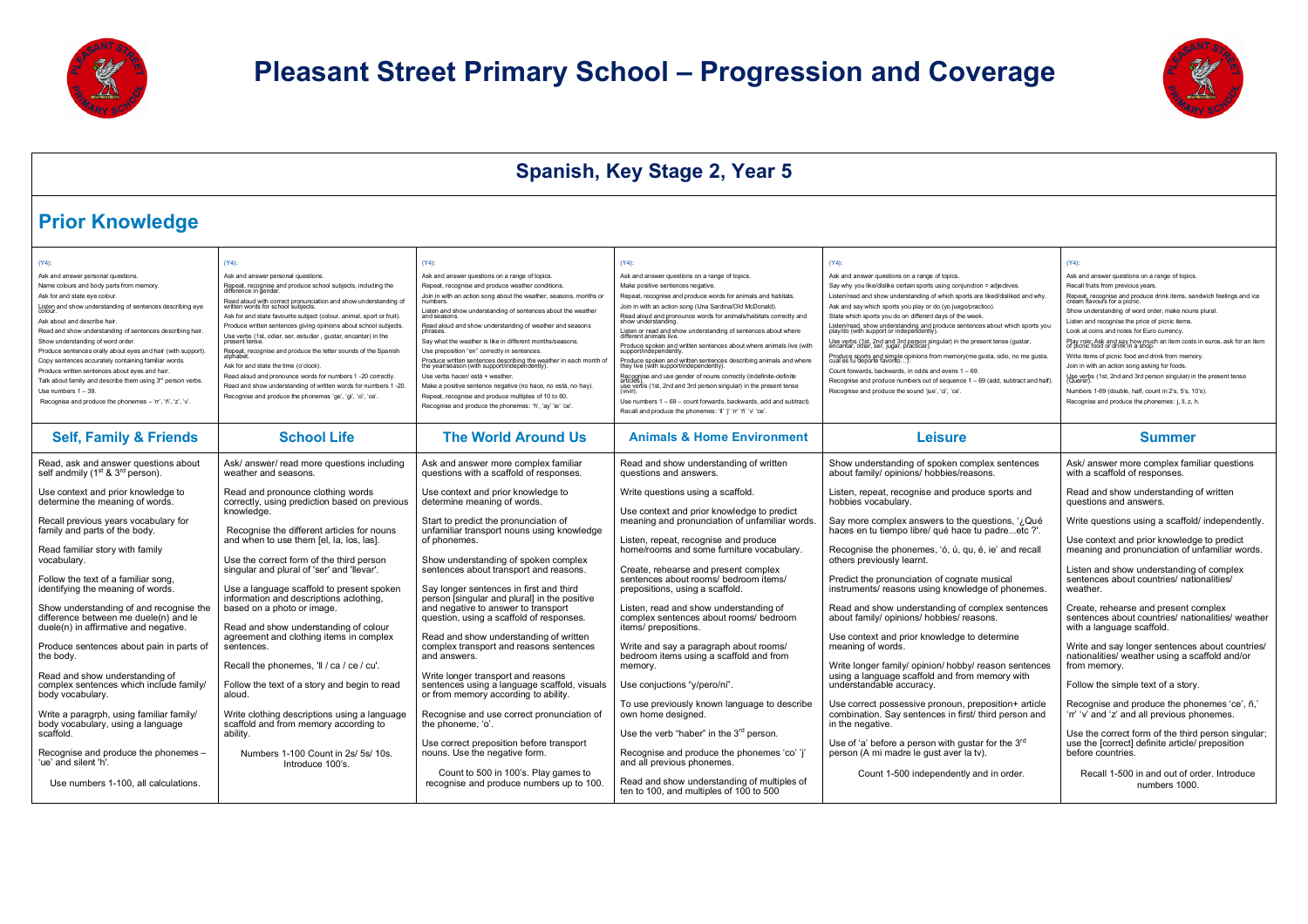# Pleasant Street Primary School – Progression and Coverage

## Spanish, Key Stage 2, Year 5

## Prior Knowledge

| | | | | | |
|---|---|---|---|---|---|
| (Y4):<br>Ask and answer personal questions.<br>Name colours and body parts from memory.<br>Ask for and state eye colour.<br>Listen and show understanding of sentences describing eye colour.<br>Ask about and describe hair.<br>Read and show understanding of sentences describing hair.<br>Show understanding of word order.<br>Produce sentences orally about eyes and hair (with support).<br>Copy sentences accurately containing familiar words.<br>Produce written sentences about eyes and hair.<br>Talk about family and describe them using 3rd person verbs.<br>Use numbers 1 – 39.<br>Recognise and produce the phonemes – 'rr', 'ñ', 'z', 'v'. | (Y4):<br>Ask and answer personal questions.<br>Repeat, recognise and produce school subjects, including the difference in gender.<br>Read aloud with correct pronunciation and show understanding of written words for school subjects.<br>Ask for and state favourite subject (colour, animal, sport or fruit).<br>Produce written sentences giving opinions about school subjects.<br>Use verbs (1st, odiar, ser, estudiar , gustar, encantar) in the present tense.<br>Repeat, recognise and produce the letter sounds of the Spanish alphabet.<br>Ask for and state the time (o'clock).<br>Read aloud and pronounce words for numbers 1 -20 correctly.<br>Read and show understanding of written words for numbers 1 -20.<br>Recognise and produce the phonemes 'ge', 'gi', 'ci', 'ce'. | (Y4):<br>Ask and answer questions on a range of topics.<br>Repeat, recognise and produce weather conditions.<br>Join in with an action song about the weather, seasons, months or numbers.<br>Listen and show understanding of sentences about the weather and seasons.<br>Read aloud and show understanding of weather and seasons phrases.<br>Say what the weather is like in different months/seasons.<br>Use preposition "en" correctly in sentences.<br>Produce written sentences describing the weather in each month of the year/season (with support/independently).<br>Use verbs hacer/ está + weather.<br>Make a positive sentence negative (no hace, no está, no hay).<br>Repeat, recognise and produce multiples of 10 to 60.<br>Recognise and produce the phonemes: 'h', 'ay' 'ie' 'ce'. | (Y4):<br>Ask and answer questions on a range of topics.<br>Make positive sentences negative.<br>Repeat, recognise and produce words for animals and habitats.<br>Join in with an action song (Una Sardina/Old McDonald).<br>Read aloud and pronounce words for animals/habitats correctly and show understanding.<br>Listen or read and show understanding of sentences about where different animals live.<br>Produce spoken and written sentences about where animals live (with support/independently.<br>Produce spoken and written sentences describing animals and where they live (with support/independently).<br>Recognise and use gender of nouns correctly (indefinite-definite articles).<br>use verbs (1st, 2nd and 3rd person singular) in the present tense (vivir).<br>Use numbers 1 – 69 – count forwards, backwards, add and subtract).<br>Recall and produce the phonemes: 'll' 'j' 'rr' 'ñ' 'v' 'ce'. | (Y4):<br>Ask and answer questions on a range of topics.<br>Say why you like/dislike certain sports using conjunction = adjectives.<br>Listen/read and show understanding of which sports are liked/disliked and why.<br>Ask and say which sports you play or do (yo juego/practico).<br>State which sports you do on different days of the week.<br>Listen/read, show understanding and produce sentences about which sports you play/do (with support or independently).<br>Use verbs (1st, 2nd and 3rd person singular) in the present tense (gustar, encantar, odiar, ser, jugar, practicar).<br>Produce sports and simple opinions from memory(me gusta, odio, no me gusta, cuál es tu deporte favorito…).<br>Count forwards, backwards, in odds and evens 1 – 69.<br>Recognise and produce numbers out of sequence 1 – 69 (add, subtract and half).<br>Recognise and produce the sound 'jue', 'ci', 'ce'. | (Y4):<br>Ask and answer questions on a range of topics.<br>Recall fruits from previous years.<br>Repeat, recognise and produce drink items, sandwich feelings and ice cream flavours for a picnic.<br>Show understanding of word order, make nouns plural.<br>Listen and recognise the price of picnic items.<br>Look at coins and notes for Euro currency.<br>Play role: Ask and say how much an item costs in euros, ask for an item of picnic food or drink in a shop.<br>Write items of picnic food and drink from memory.<br>Join in with an action song asking for foods.<br>Use verbs (1st, 2nd and 3rd person singular) in the present tense (Querer).<br>Numbers 1-69 (double, half, count in 2's, 5's, 10's).<br>Recognise and produce the phonemes: j, ll, z, h. |

| Self, Family & Friends | School Life | The World Around Us | Animals & Home Environment | Leisure | Summer |
|---|---|---|---|---|---|
| Read, ask and answer questions about self andmily (1st & 3rd person).<br><br>Use context and prior knowledge to determine the meaning of words.<br><br>Recall previous years vocabulary for family and parts of the body.<br><br>Read familiar story with family vocabulary.<br><br>Follow the text of a familiar song, identifying the meaning of words.<br><br>Show understanding of and recognise the difference between me duele(n) and le duele(n) in affirmative and negative.<br><br>Produce sentences about pain in parts of the body.<br><br>Read and show understanding of complex sentences which include family/ body vocabulary.<br><br>Write a paragrph, using familiar family/ body vocabulary, using a language scaffold.<br><br>Recognise and produce the phonemes – 'ue' and silent 'h'.<br><br>Use numbers 1-100, all calculations. | Ask/ answer/ read more questions including weather and seasons.<br><br>Read and pronounce clothing words correctly, using prediction based on previous knowledge.<br><br>Recognise the different articles for nouns and when to use them [el, la, los, las].<br><br>Use the correct form of the third person singular and plural of 'ser' and 'llevar'.<br><br>Use a language scaffold to present spoken information and descriptions aclothing, based on a photo or image.<br><br>Read and show understanding of colour agreement and clothing items in complex sentences.<br><br>Recall the phonemes, 'll / ca / ce / cu'.<br><br>Follow the text of a story and begin to read aloud.<br><br>Write clothing descriptions using a language scaffold and from memory according to ability.<br><br>Numbers 1-100 Count in 2s/ 5s/ 10s. Introduce 100's. | Ask and answer more complex familiar questions with a scaffold of responses.<br><br>Use context and prior knowledge to determine meaning of words.<br><br>Start to predict the pronunciation of unfamiliar transport nouns using knowledge of phonemes.<br><br>Show understanding of spoken complex sentences about transport and reasons.<br><br>Say longer sentences in first and third person [singular and plural] in the positive and negative to answer to transport question, using a scaffold of responses.<br><br>Read and show understanding of written complex transport and reasons sentences and answers.<br><br>Write longer transport and reasons sentences using a language scaffold, visuals or from memory according to ability.<br><br>Recognise and use correct pronunciation of the phoneme, 'o'.<br><br>Use correct preposition before transport nouns. Use the negative form.<br><br>Count to 500 in 100's. Play games to recognise and produce numbers up to 100. | Read and show understanding of written questions and answers.<br><br>Write questions using a scaffold.<br><br>Use context and prior knowledge to predict meaning and pronunciation of unfamiliar words.<br><br>Listen, repeat, recognise and produce home/rooms and some furniture vocabulary.<br><br>Create, rehearse and present complex sentences about rooms/ bedroom items/ prepositions, using a scaffold.<br><br>Listen, read and show understanding of complex sentences about rooms/ bedroom items/ prepositions.<br><br>Write and say a paragraph about rooms/ bedroom items using a scaffold and from memory.<br><br>Use conjuctions "y/pero/ni".<br><br>To use previously known language to describe own home designed.<br><br>Use the verb "haber" in the 3rd person.<br><br>Recognise and produce the phonemes 'co' 'j' and all previous phonemes.<br><br>Read and show understanding of multiples of ten to 100, and multiples of 100 to 500 | Show understanding of spoken complex sentences about family/ opinions/ hobbies/reasons.<br><br>Listen, repeat, recognise and produce sports and hobbies vocabulary.<br><br>Say more complex answers to the questions, '¿Qué haces en tu tiempo libre/ qué hace tu padre...etc ?'.<br><br>Recognise the phonemes, 'ó, ú, qu, é, ie' and recall others previously learnt.<br><br>Predict the pronunciation of cognate musical instruments/ reasons using knowledge of phonemes.<br><br>Read and show understanding of complex sentences about family/ opinions/ hobbies/ reasons.<br><br>Use context and prior knowledge to determine meaning of words.<br><br>Write longer family/ opinion/ hobby/ reason sentences using a language scaffold and from memory with understandable accuracy.<br><br>Use correct possessive pronoun, preposition+ article combination. Say sentences in first/ third person and in the negative.<br><br>Use of 'a' before a person with gustar for the 3rd person (A mi madre le gust aver la tv).<br><br>Count 1-500 independently and in order. | Ask/ answer more complex familiar questions with a scaffold of responses.<br><br>Read and show understanding of written questions and answers.<br><br>Write questions using a scaffold/ independently.<br><br>Use context and prior knowledge to predict meaning and pronunciation of unfamiliar words.<br><br>Listen and show understanding of complex sentences about countries/ nationalities/ weather.<br><br>Create, rehearse and present complex sentences about countries/ nationalities/ weather with a language scaffold.<br><br>Write and say longer sentences about countries/ nationalities/ weather using a scaffold and/or from memory.<br><br>Follow the simple text of a story.<br><br>Recognise and produce the phonemes 'ce', ñ,' 'rr' 'v' and 'z' and all previous phonemes.<br><br>Use the correct form of the third person singular; use the [correct] definite article/ preposition before countries.<br><br>Recall 1-500 in and out of order. Introduce numbers 1000. |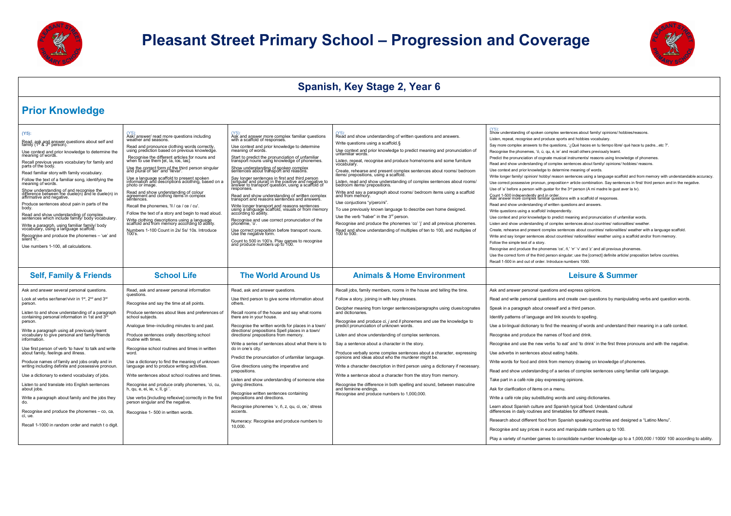# Pleasant Street Primary School – Progression and Coverage

## Spanish, Key Stage 2, Year 6

## Prior Knowledge

(Y5):

Read, ask and answer questions about self and family (1st & 3rd person).

Use context and prior knowledge to determine the meaning of words.

Recall previous years vocabulary for family and parts of the body.

Read familiar story with family vocabulary.

Follow the text of a familiar song, identifying the meaning of words.

Show understanding of and recognise the difference between the duele(n) and le duele(n) in affirmative and negative.

Produce sentences about pain in parts of the body.

Read and show understanding of complex sentences which include family/ body vocabulary.

Write a paragraph, using familiar family/ body vocabulary, using a language scaffold.

Recognise and produce the phonemes – 'ue' and silent 'h'.

Use numbers 1-100, all calculations.

(Y5):

Ask/ answer/ read more questions including weather and seasons.

Read and pronounce clothing words correctly, using prediction based on previous knowledge.

Recognise the different articles for nouns and when to use them [el, la, los, las].

Use the correct form of the third person singular and plural of 'ser' and 'llevar'.

Use a language scaffold to present spoken information and descriptions aclothing, based on a photo or image.

Read and show understanding of colour agreement and clothing items in complex sentences.

Recall the phonemes, 'll / ca / ce / cu'.

Follow the text of a story and begin to read aloud.

Write clothing descriptions using a language scaffold and from memory according to ability.

Numbers 1-100 Count in 2s/ 5s/ 10s. Introduce 100's.

(Y5):

Ask and answer more complex familiar questions with a scaffold of responses.

Use context and prior knowledge to determine meaning of words.

Start to predict the pronunciation of unfamiliar transport nouns using knowledge of phonemes.

Show understanding of spoken complex sentences about transport and reasons.

Say longer sentences in first and third person [singular and plural] in the positive and negative to answer to transport question, using a scaffold of responses.

Read and show understanding of written complex transport and reasons sentences and answers.

Write longer transport and reasons sentences using a language scaffold, visuals or from memory according to ability.

Recognise and use correct pronunciation of the phoneme, 'o'.

Use correct preposition before transport nouns. Use the negative form.

Count to 500 in 100's. Play games to recognise and produce numbers up to 100.

(Y5):

Read and show understanding of written questions and answers.

Write questions using a scaffold.§

Use context and prior knowledge to predict meaning and pronunciation of unfamiliar words.

Listen, repeat, recognise and produce home/rooms and some furniture vocabulary.

Create, rehearse and present complex sentences about rooms/ bedroom items/ prepositions, using a scaffold.

Listen, read and show understanding of complex sentences about rooms/ bedroom items/ prepositions.

Write and say a paragraph about rooms/ bedroom items using a scaffold and from memory.

Use conjuctions "y/pero/ni".

To use previously known language to describe own home designed.

Use the verb "haber" in the 3rd person.

Recognise and produce the phonemes 'co' 'j' and all previous phonemes.

Read and show understanding of multiples of ten to 100, and multiples of 100 to 500.

(Y5):

Show understanding of spoken complex sentences about family/ opinions/ hobbies/reasons.

Listen, repeat, recognise and produce sports and hobbies vocabulary.

Say more complex answers to the questions, '¿Qué haces en tu tiempo libre/ qué hace tu padre...etc ?'.

Recognise the phonemes, 'ó, ú, qu, é, ie' and recall others previously learnt.

Predict the pronunciation of cognate musical instruments/ reasons using knowledge of phonemes.

Read and show understanding of complex sentences about family/ opinions/ hobbies/ reasons.

Use context and prior knowledge to determine meaning of words.

Write longer family/ opinion/ hobby/ reason sentences using a language scaffold and from memory with understandable accuracy.

Use correct possessive pronoun, preposition+ article combination. Say sentences in first/ third person and in the negative.

Use of 'a' before a person with gustar for the 3rd person (A mi madre le gust aver la tv).

Count 1-500 independently and in order.

Ask/ answer more complex familiar questions with a scaffold of responses.

Read and show understanding of written questions and answers.

Write questions using a scaffold/ independently.

Use context and prior knowledge to predict meaning and pronunciation of unfamiliar words.

Listen and show understanding of complex sentences about countries/ nationalities/ weather.

Create, rehearse and present complex sentences about countries/ nationalities/ weather with a language scaffold.

Write and say longer sentences about countries/ nationalities/ weather using a scaffold and/or from memory.

Follow the simple text of a story.

Recognise and produce the phonemes 'ce', ñ,' 'rr' 'v' and 'z' and all previous phonemes.

Use the correct form of the third person singular; use the [correct] definite article/ preposition before countries.

Recall 1-500 in and out of order. Introduce numbers 1000.

## Self, Family & Friends

Ask and answer several personal questions.

Look at verbs ser/tener/vivir in 1st, 2nd and 3rd person.

Listen to and show understanding of a paragraph containing personal information in 1st and 3rd person.

Write a paragraph using all previously learnt vocabulary to give personal and family/friends information.

Use first person of verb 'to have' to talk and write about family, feelings and illness.

Produce names of family and jobs orally and in writing including definite and possessive pronoun.

Use a dictionary to extend vocabulary of jobs.

Listen to and translate into English sentences about jobs.

Write a paragraph about family and the jobs they do.

Recognise and produce the phonemes – co, ca, ci, ue.

Recall 1-1000 in random order and match t o digit.

## School Life

Read, ask and answer personal information questions.

Recognise and say the time at all points.

Produce sentences about likes and preferences of school subjects.

Analogue time–including minutes to and past.

Produce sentences orally describing school routine with times.

Recognise school routines and times in written word.

Use a dictionary to find the meaning of unknown language and to produce writing activities.

Write sentences about school routines and times.

Recognise and produce orally phonemes, 'ci, cu, h, qu, e, ei, ie, v, ll, gi '.

Use verbs [including reflexive] correctly in the first person singular and the negative.

Recognise 1- 500 in written words.

## The World Around Us

Read, ask and answer questions.

Use third person to give some information about others.

Recall rooms of the house and say what rooms there are in your house.

Recognise the written words for places in a town/ directions/ prepositions Spell places in a town/ directions/ prepositions from memory.

Write a series of sentences about what there is to do in one's city.

Predict the pronunciation of unfamiliar language.

Give directions using the imperative and prepositions.

Listen and show understanding of someone else giving directions.

Recognise written sentences containing prepositions and directions.

Recognise phonemes 'v, ñ, z, qu, ci, ce,' stress accents.

Numeracy: Recognise and produce numbers to 10,000.

## Animals & Home Environment

Recall jobs, family members, rooms in the house and telling the time.

Follow a story, joining in with key phrases.

Decipher meaning from longer sentences/paragraphs using clues/cognates and dictionaries.

Recognise and produce ci, j and ll phonemes and use the knowledge to predict pronunciation of unknown words.

Listen and show understanding of complex sentences.

Say a sentence about a character in the story.

Produce verbally some complex sentences about a character, expressing opinions and ideas about who the murderer might be.

Write a character description in third person using a dictionary if necessary.

Write a sentence about a character from the story from memory.

Recognise the difference in both spelling and sound, between masculine and feminine endings.

Recognise and produce numbers to 1,000,000.

## Leisure & Summer

Ask and answer personal questions and express opinions.

Read and write personal questions and create own questions by manipulating verbs and question words.

Speak in a paragraph about oneself and a third person.

Identify patterns of language and link sounds to spelling.

Use a bi-lingual dictionary to find the meaning of words and understand their meaning in a café context.

Recognise and produce the names of food and drink.

Recognise and use the new verbs 'to eat' and 'to drink' in the first three pronouns and with the negative.

Use adverbs in sentences about eating habits.

Write words for food and drink from memory drawing on knowledge of phonemes.

Read and show understanding of a series of complex sentences using familiar café language.

Take part in a café role play expressing opinions.

Ask for clarification of items on a menu.

Write a café role play substituting words and using dictionaries.

Learn about Spanish culture and Spanish typical food. Understand cultural differences in daily routines and timetables for different meals.

Research about different food from Spanish speaking countries and designed a "Latino Menu".

Recognise and say prices in euros and manipulate numbers up to 100.

Play a variety of number games to consolidate number knowledge up to a 1,000,000 / 1000/ 100 according to ability.